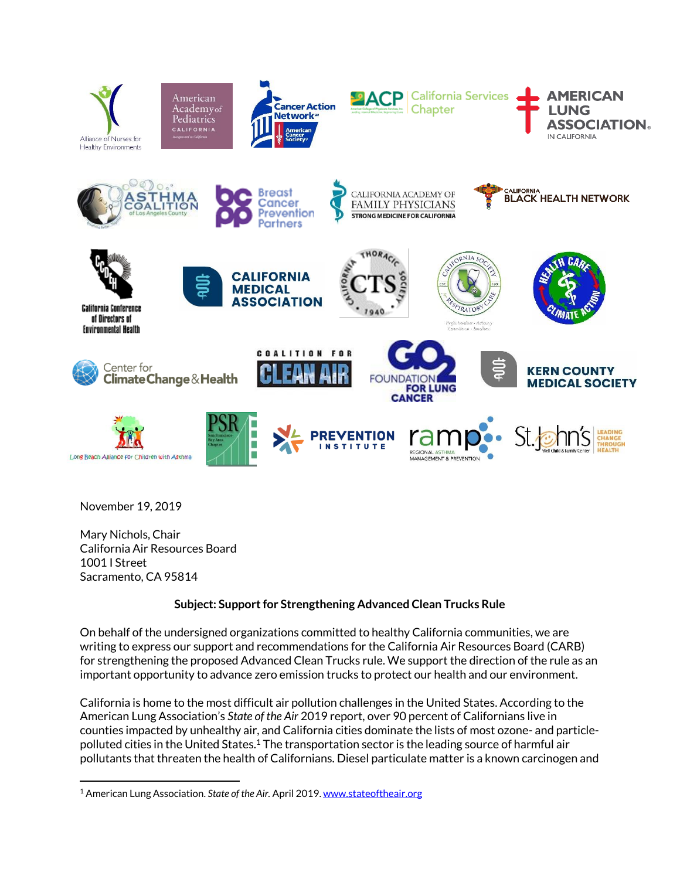November 19, 2019

Mary Nichols, Chair
California Air Resources Board
1001 I Street
Sacramento, CA 95814

**Subject: Support for Strengthening Advanced Clean Trucks Rule**

On behalf of the undersigned organizations committed to healthy California communities, we are writing to express our support and recommendations for the California Air Resources Board (CARB) for strengthening the proposed Advanced Clean Trucks rule. We support the direction of the rule as an important opportunity to advance zero emission trucks to protect our health and our environment.

California is home to the most difficult air pollution challenges in the United States. According to the American Lung Association's *State of the Air* 2019 report, over 90 percent of Californians live in counties impacted by unhealthy air, and California cities dominate the lists of most ozone- and particle-polluted cities in the United States.[1] The transportation sector is the leading source of harmful air pollutants that threaten the health of Californians. Diesel particulate matter is a known carcinogen and

[1] American Lung Association. *State of the Air.* April 2019. www.stateoftheair.org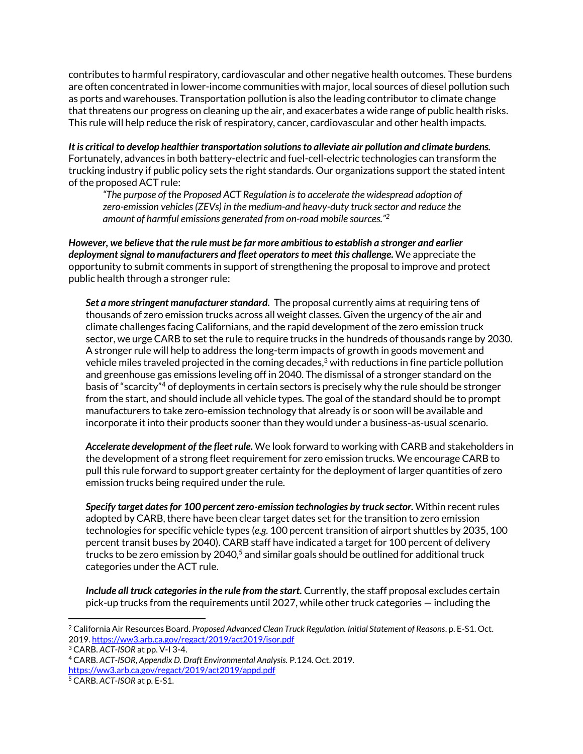contributes to harmful respiratory, cardiovascular and other negative health outcomes. These burdens are often concentrated in lower-income communities with major, local sources of diesel pollution such as ports and warehouses. Transportation pollution is also the leading contributor to climate change that threatens our progress on cleaning up the air, and exacerbates a wide range of public health risks. This rule will help reduce the risk of respiratory, cancer, cardiovascular and other health impacts.

***It is critical to develop healthier transportation solutions to alleviate air pollution and climate burdens.*** Fortunately, advances in both battery-electric and fuel-cell-electric technologies can transform the trucking industry if public policy sets the right standards. Our organizations support the stated intent of the proposed ACT rule:

> *"The purpose of the Proposed ACT Regulation is to accelerate the widespread adoption of zero-emission vehicles (ZEVs) in the medium-and heavy-duty truck sector and reduce the amount of harmful emissions generated from on-road mobile sources."*[2]

***However, we believe that the rule must be far more ambitious to establish a stronger and earlier deployment signal to manufacturers and fleet operators to meet this challenge.*** We appreciate the opportunity to submit comments in support of strengthening the proposal to improve and protect public health through a stronger rule:

***Set a more stringent manufacturer standard.*** The proposal currently aims at requiring tens of thousands of zero emission trucks across all weight classes. Given the urgency of the air and climate challenges facing Californians, and the rapid development of the zero emission truck sector, we urge CARB to set the rule to require trucks in the hundreds of thousands range by 2030. A stronger rule will help to address the long-term impacts of growth in goods movement and vehicle miles traveled projected in the coming decades,[3] with reductions in fine particle pollution and greenhouse gas emissions leveling off in 2040. The dismissal of a stronger standard on the basis of "scarcity"[4] of deployments in certain sectors is precisely why the rule should be stronger from the start, and should include all vehicle types. The goal of the standard should be to prompt manufacturers to take zero-emission technology that already is or soon will be available and incorporate it into their products sooner than they would under a business-as-usual scenario.

***Accelerate development of the fleet rule.*** We look forward to working with CARB and stakeholders in the development of a strong fleet requirement for zero emission trucks. We encourage CARB to pull this rule forward to support greater certainty for the deployment of larger quantities of zero emission trucks being required under the rule.

***Specify target dates for 100 percent zero-emission technologies by truck sector.*** Within recent rules adopted by CARB, there have been clear target dates set for the transition to zero emission technologies for specific vehicle types (*e.g.* 100 percent transition of airport shuttles by 2035, 100 percent transit buses by 2040). CARB staff have indicated a target for 100 percent of delivery trucks to be zero emission by 2040,[5] and similar goals should be outlined for additional truck categories under the ACT rule.

***Include all truck categories in the rule from the start.*** Currently, the staff proposal excludes certain pick-up trucks from the requirements until 2027, while other truck categories — including the

---

[2] California Air Resources Board. *Proposed Advanced Clean Truck Regulation. Initial Statement of Reasons*. p. E-S1. Oct. 2019. https://ww3.arb.ca.gov/regact/2019/act2019/isor.pdf

[3] CARB. *ACT-ISOR* at pp. V-I 3-4.

[4] CARB. *ACT-ISOR, Appendix D. Draft Environmental Analysis.* P.124. Oct. 2019. https://ww3.arb.ca.gov/regact/2019/act2019/appd.pdf

[5] CARB. *ACT-ISOR* at p. E-S1.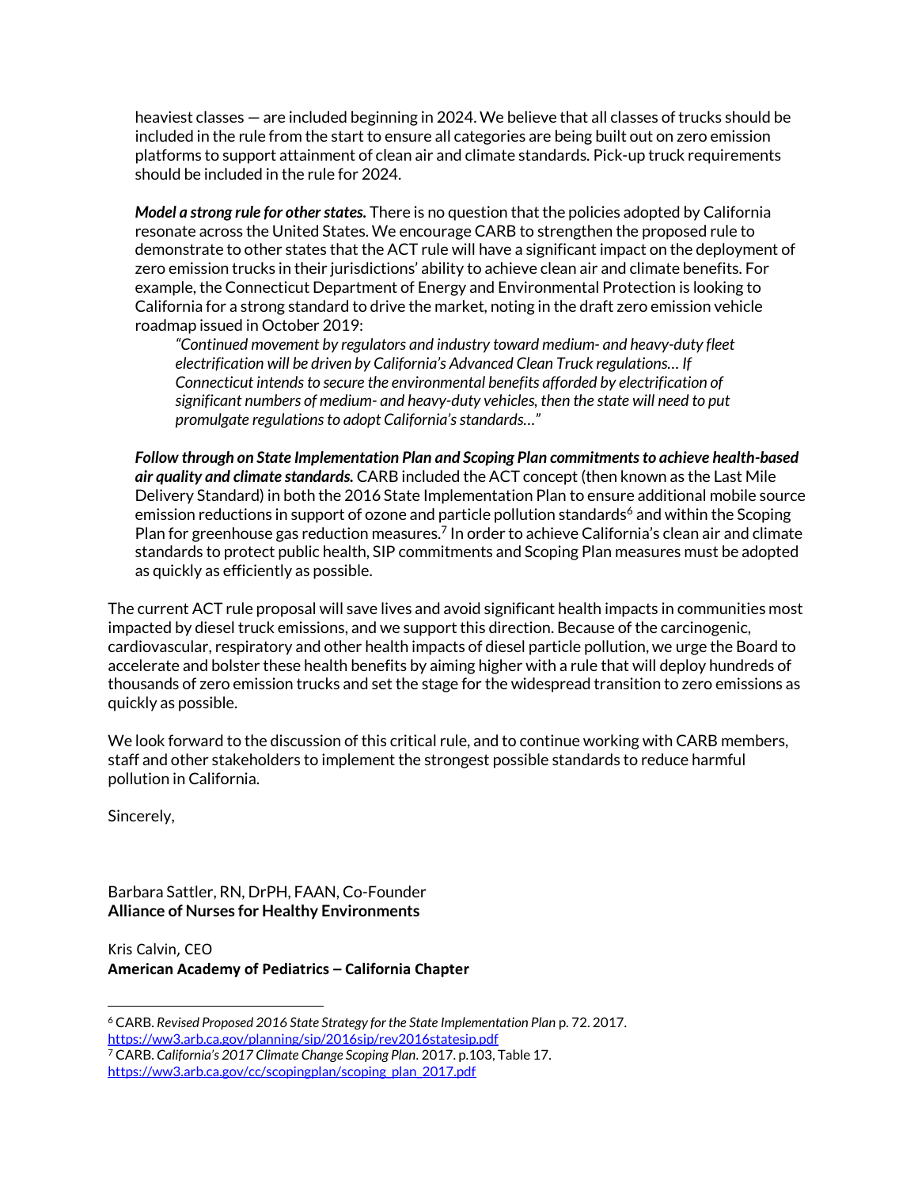heaviest classes — are included beginning in 2024. We believe that all classes of trucks should be included in the rule from the start to ensure all categories are being built out on zero emission platforms to support attainment of clean air and climate standards. Pick-up truck requirements should be included in the rule for 2024.

***Model a strong rule for other states.*** There is no question that the policies adopted by California resonate across the United States. We encourage CARB to strengthen the proposed rule to demonstrate to other states that the ACT rule will have a significant impact on the deployment of zero emission trucks in their jurisdictions' ability to achieve clean air and climate benefits. For example, the Connecticut Department of Energy and Environmental Protection is looking to California for a strong standard to drive the market, noting in the draft zero emission vehicle roadmap issued in October 2019:

> *"Continued movement by regulators and industry toward medium- and heavy-duty fleet electrification will be driven by California's Advanced Clean Truck regulations… If Connecticut intends to secure the environmental benefits afforded by electrification of significant numbers of medium- and heavy-duty vehicles, then the state will need to put promulgate regulations to adopt California's standards…"*

***Follow through on State Implementation Plan and Scoping Plan commitments to achieve health-based air quality and climate standards.*** CARB included the ACT concept (then known as the Last Mile Delivery Standard) in both the 2016 State Implementation Plan to ensure additional mobile source emission reductions in support of ozone and particle pollution standards[6] and within the Scoping Plan for greenhouse gas reduction measures.[7] In order to achieve California's clean air and climate standards to protect public health, SIP commitments and Scoping Plan measures must be adopted as quickly as efficiently as possible.

The current ACT rule proposal will save lives and avoid significant health impacts in communities most impacted by diesel truck emissions, and we support this direction. Because of the carcinogenic, cardiovascular, respiratory and other health impacts of diesel particle pollution, we urge the Board to accelerate and bolster these health benefits by aiming higher with a rule that will deploy hundreds of thousands of zero emission trucks and set the stage for the widespread transition to zero emissions as quickly as possible.

We look forward to the discussion of this critical rule, and to continue working with CARB members, staff and other stakeholders to implement the strongest possible standards to reduce harmful pollution in California.

Sincerely,

Barbara Sattler, RN, DrPH, FAAN, Co-Founder
**Alliance of Nurses for Healthy Environments**

Kris Calvin, CEO
**American Academy of Pediatrics – California Chapter**

---

[6] CARB. *Revised Proposed 2016 State Strategy for the State Implementation Plan* p. 72. 2017. https://ww3.arb.ca.gov/planning/sip/2016sip/rev2016statesip.pdf

[7] CARB. *California's 2017 Climate Change Scoping Plan*. 2017. p.103, Table 17. https://ww3.arb.ca.gov/cc/scopingplan/scoping_plan_2017.pdf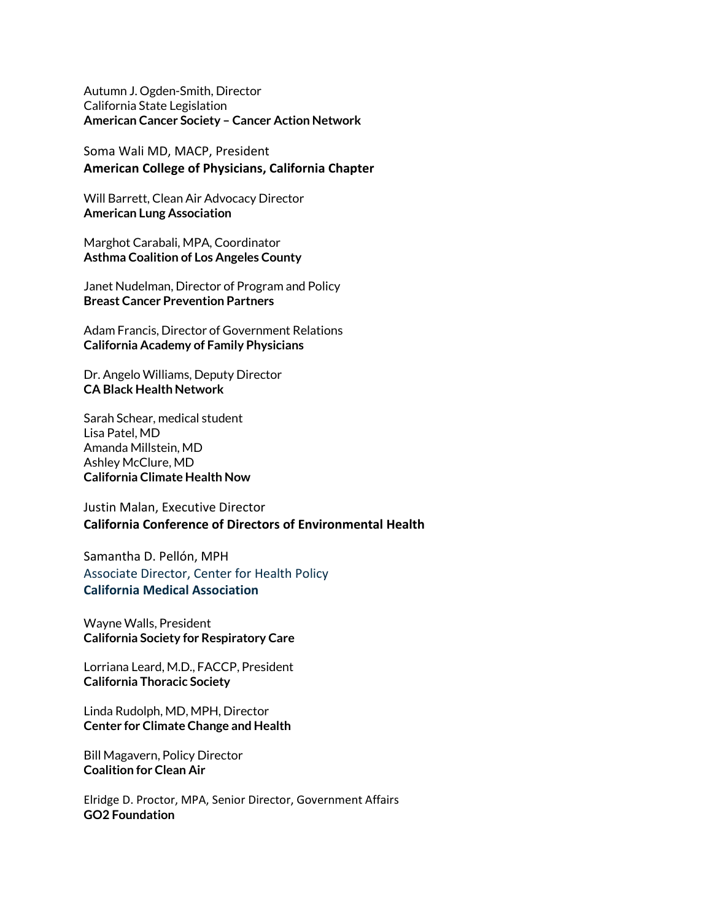Autumn J. Ogden-Smith, Director
California State Legislation
**American Cancer Society – Cancer Action Network**

Soma Wali MD, MACP, President
**American College of Physicians, California Chapter**

Will Barrett, Clean Air Advocacy Director
**American Lung Association**

Marghot Carabali, MPA, Coordinator
**Asthma Coalition of Los Angeles County**

Janet Nudelman, Director of Program and Policy
**Breast Cancer Prevention Partners**

Adam Francis, Director of Government Relations
**California Academy of Family Physicians**

Dr. Angelo Williams, Deputy Director
**CA Black Health Network**

Sarah Schear, medical student
Lisa Patel, MD
Amanda Millstein, MD
Ashley McClure, MD
**California Climate Health Now**

Justin Malan, Executive Director
**California Conference of Directors of Environmental Health**

Samantha D. Pellón, MPH
Associate Director, Center for Health Policy
**California Medical Association**

Wayne Walls, President
**California Society for Respiratory Care**

Lorriana Leard, M.D., FACCP, President
**California Thoracic Society**

Linda Rudolph, MD, MPH, Director
**Center for Climate Change and Health**

Bill Magavern, Policy Director
**Coalition for Clean Air**

Elridge D. Proctor, MPA, Senior Director, Government Affairs
**GO2 Foundation**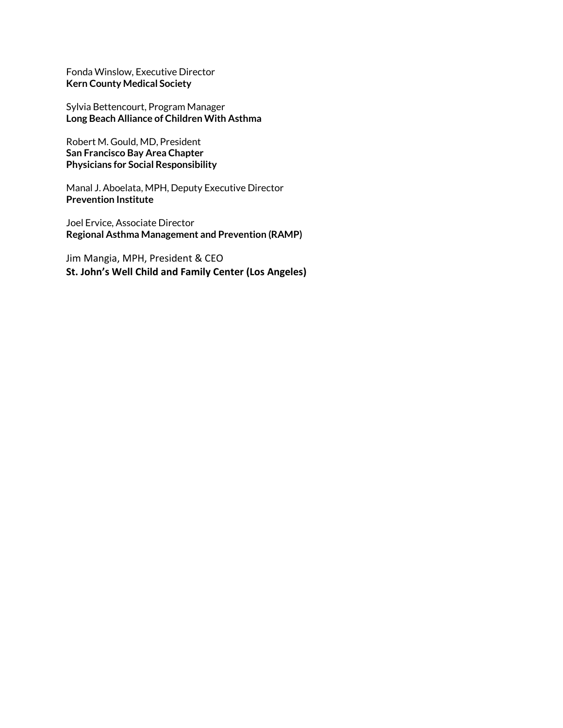Fonda Winslow, Executive Director
**Kern County Medical Society**

Sylvia Bettencourt, Program Manager
**Long Beach Alliance of Children With Asthma**

Robert M. Gould, MD, President
**San Francisco Bay Area Chapter**
**Physicians for Social Responsibility**

Manal J. Aboelata, MPH, Deputy Executive Director
**Prevention Institute**

Joel Ervice, Associate Director
**Regional Asthma Management and Prevention (RAMP)**

Jim Mangia, MPH, President & CEO
**St. John's Well Child and Family Center (Los Angeles)**